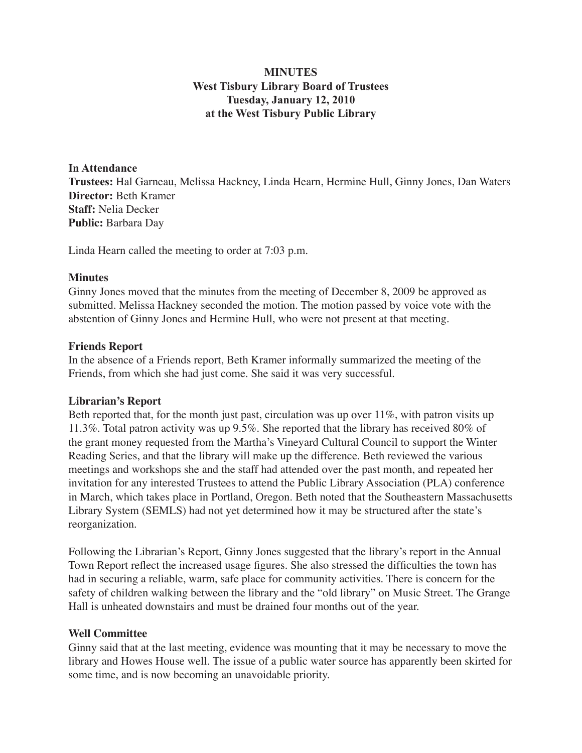**MINUTES**
**West Tisbury Library Board of Trustees**
**Tuesday, January 12, 2010**
**at the West Tisbury Public Library**

**In Attendance**
**Trustees:** Hal Garneau, Melissa Hackney, Linda Hearn, Hermine Hull, Ginny Jones, Dan Waters
**Director:** Beth Kramer
**Staff:** Nelia Decker
**Public:** Barbara Day

Linda Hearn called the meeting to order at 7:03 p.m.

**Minutes**
Ginny Jones moved that the minutes from the meeting of December 8, 2009 be approved as submitted. Melissa Hackney seconded the motion. The motion passed by voice vote with the abstention of Ginny Jones and Hermine Hull, who were not present at that meeting.

**Friends Report**
In the absence of a Friends report, Beth Kramer informally summarized the meeting of the Friends, from which she had just come. She said it was very successful.

**Librarian's Report**
Beth reported that, for the month just past, circulation was up over 11%, with patron visits up 11.3%. Total patron activity was up 9.5%. She reported that the library has received 80% of the grant money requested from the Martha's Vineyard Cultural Council to support the Winter Reading Series, and that the library will make up the difference. Beth reviewed the various meetings and workshops she and the staff had attended over the past month, and repeated her invitation for any interested Trustees to attend the Public Library Association (PLA) conference in March, which takes place in Portland, Oregon. Beth noted that the Southeastern Massachusetts Library System (SEMLS) had not yet determined how it may be structured after the state's reorganization.

Following the Librarian's Report, Ginny Jones suggested that the library's report in the Annual Town Report reflect the increased usage figures. She also stressed the difficulties the town has had in securing a reliable, warm, safe place for community activities. There is concern for the safety of children walking between the library and the "old library" on Music Street. The Grange Hall is unheated downstairs and must be drained four months out of the year.

**Well Committee**
Ginny said that at the last meeting, evidence was mounting that it may be necessary to move the library and Howes House well. The issue of a public water source has apparently been skirted for some time, and is now becoming an unavoidable priority.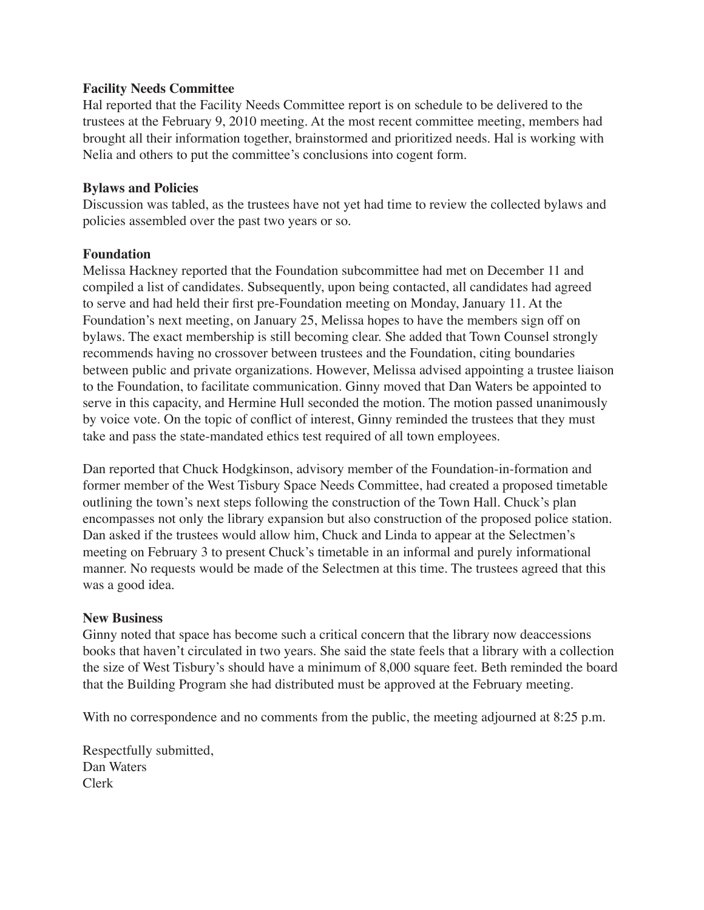**Facility Needs Committee**

Hal reported that the Facility Needs Committee report is on schedule to be delivered to the trustees at the February 9, 2010 meeting. At the most recent committee meeting, members had brought all their information together, brainstormed and prioritized needs. Hal is working with Nelia and others to put the committee's conclusions into cogent form.

**Bylaws and Policies**

Discussion was tabled, as the trustees have not yet had time to review the collected bylaws and policies assembled over the past two years or so.

**Foundation**

Melissa Hackney reported that the Foundation subcommittee had met on December 11 and compiled a list of candidates. Subsequently, upon being contacted, all candidates had agreed to serve and had held their first pre-Foundation meeting on Monday, January 11. At the Foundation's next meeting, on January 25, Melissa hopes to have the members sign off on bylaws. The exact membership is still becoming clear. She added that Town Counsel strongly recommends having no crossover between trustees and the Foundation, citing boundaries between public and private organizations. However, Melissa advised appointing a trustee liaison to the Foundation, to facilitate communication. Ginny moved that Dan Waters be appointed to serve in this capacity, and Hermine Hull seconded the motion. The motion passed unanimously by voice vote. On the topic of conflict of interest, Ginny reminded the trustees that they must take and pass the state-mandated ethics test required of all town employees.

Dan reported that Chuck Hodgkinson, advisory member of the Foundation-in-formation and former member of the West Tisbury Space Needs Committee, had created a proposed timetable outlining the town's next steps following the construction of the Town Hall. Chuck's plan encompasses not only the library expansion but also construction of the proposed police station. Dan asked if the trustees would allow him, Chuck and Linda to appear at the Selectmen's meeting on February 3 to present Chuck's timetable in an informal and purely informational manner. No requests would be made of the Selectmen at this time. The trustees agreed that this was a good idea.

**New Business**

Ginny noted that space has become such a critical concern that the library now deaccessions books that haven't circulated in two years. She said the state feels that a library with a collection the size of West Tisbury's should have a minimum of 8,000 square feet. Beth reminded the board that the Building Program she had distributed must be approved at the February meeting.

With no correspondence and no comments from the public, the meeting adjourned at 8:25 p.m.

Respectfully submitted,
Dan Waters
Clerk